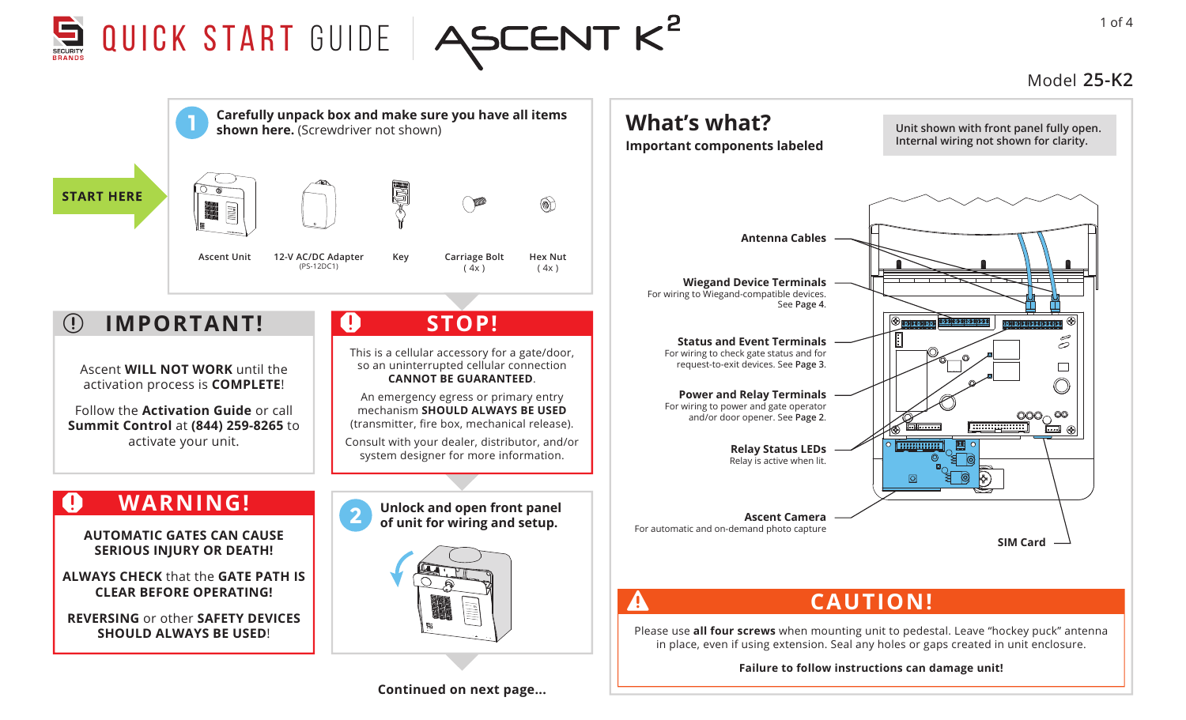# QUICK START GUIDE — ASCENT K²

Model **25-K2**

START HERE

## 1

**Carefully unpack box and make sure you have all items shown here.** (Screwdriver not shown)

- Ascent Unit
- 12-V AC/DC Adapter (PS-12DC1)
- Key
- Carriage Bolt (4x)
- Hex Nut (4x)

## IMPORTANT!

Ascent **WILL NOT WORK** until the activation process is **COMPLETE**!

Follow the **Activation Guide** or call **Summit Control** at **(844) 259-8265** to activate your unit.

## STOP!

This is a cellular accessory for a gate/door, so an uninterrupted cellular connection **CANNOT BE GUARANTEED**.

An emergency egress or primary entry mechanism **SHOULD ALWAYS BE USED** (transmitter, fire box, mechanical release).

Consult with your dealer, distributor, and/or system designer for more information.

## WARNING!

**AUTOMATIC GATES CAN CAUSE SERIOUS INJURY OR DEATH!**

**ALWAYS CHECK** that the **GATE PATH IS CLEAR BEFORE OPERATING!**

**REVERSING** or other **SAFETY DEVICES SHOULD ALWAYS BE USED**!

## 2

**Unlock and open front panel of unit for wiring and setup.**

**Continued on next page...**

## What's what?

**Important components labeled**

Unit shown with front panel fully open. Internal wiring not shown for clarity.

- **Antenna Cables**
- **Wiegand Device Terminals** — For wiring to Wiegand-compatible devices. See **Page 4**.
- **Status and Event Terminals** — For wiring to check gate status and for request-to-exit devices. See **Page 3**.
- **Power and Relay Terminals** — For wiring to power and gate operator and/or door opener. See **Page 2**.
- **Relay Status LEDs** — Relay is active when lit.
- **Ascent Camera** — For automatic and on-demand photo capture
- **SIM Card**

## CAUTION!

Please use **all four screws** when mounting unit to pedestal. Leave "hockey puck" antenna in place, even if using extension. Seal any holes or gaps created in unit enclosure.

**Failure to follow instructions can damage unit!**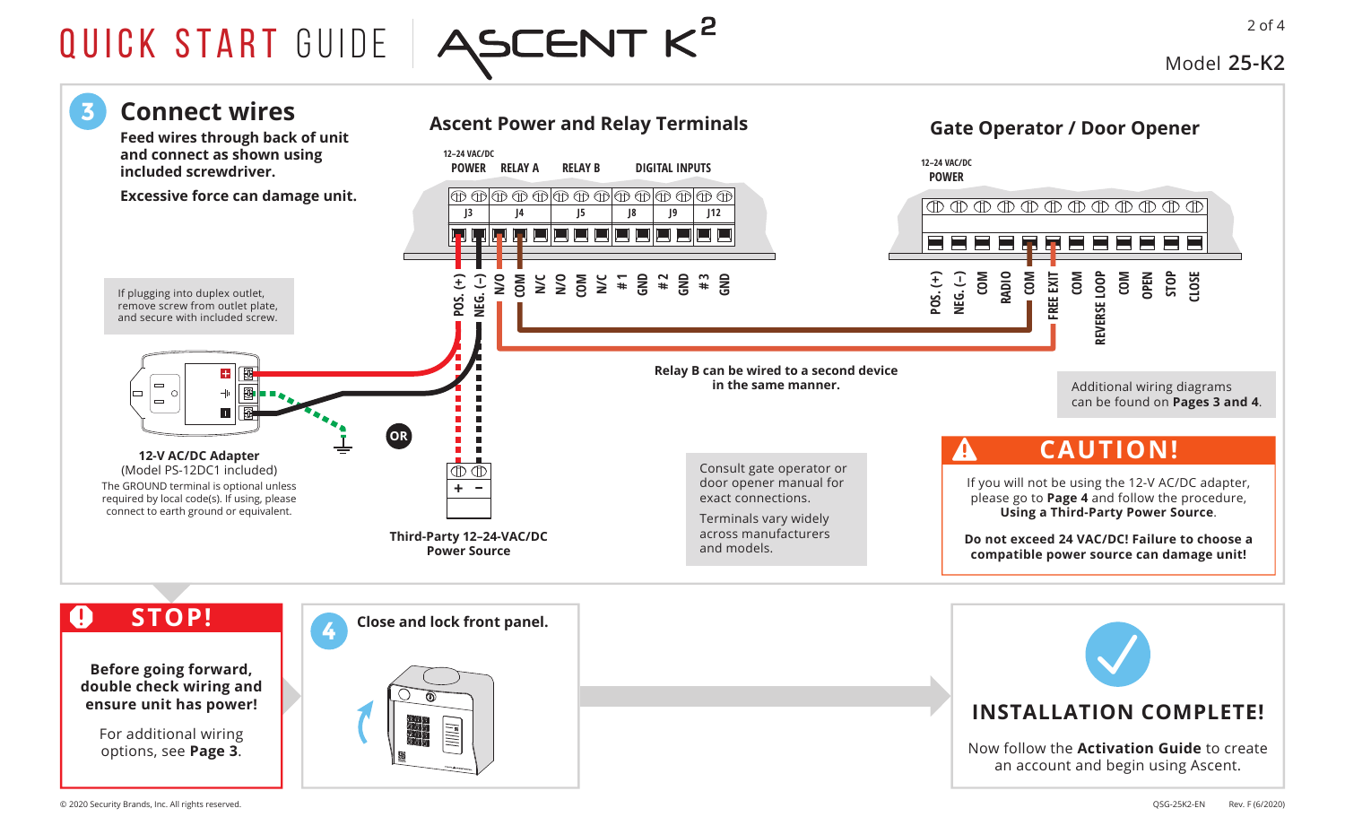# QUICK START GUIDE ASCENT K²

Model **25-K2**

## 3 Connect wires

**Feed wires through back of unit and connect as shown using included screwdriver.**

**Excessive force can damage unit.**

### Ascent Power and Relay Terminals

12–24 VAC/DC

| POWER | | RELAY A | | RELAY B | | | DIGITAL INPUTS | | | | |
|---|---|---|---|---|---|---|---|---|---|---|---|
| J3 | | J4 | | J5 | | | J8 | | J9 | | J12 |
| POS. (+) | NEG. (–) | N/O | COM | N/C | N/O | COM | N/C | # 1 | GND | # 2 | GND | # 3 | GND |

### Gate Operator / Door Opener

12–24 VAC/DC POWER

POS. (+), NEG. (–), COM, RADIO, COM, FREE EXIT, COM, REVERSE LOOP, COM, OPEN, STOP, CLOSE

If plugging into duplex outlet, remove screw from outlet plate, and secure with included screw.

**12-V AC/DC Adapter**
(Model PS-12DC1 included)
The GROUND terminal is optional unless required by local code(s). If using, please connect to earth ground or equivalent.

**OR**

**Third-Party 12–24-VAC/DC Power Source**

**Relay B can be wired to a second device in the same manner.**

Consult gate operator or door opener manual for exact connections.

Terminals vary widely across manufacturers and models.

Additional wiring diagrams can be found on **Pages 3 and 4**.

### ⚠ CAUTION!

If you will not be using the 12-V AC/DC adapter, please go to **Page 4** and follow the procedure, **Using a Third-Party Power Source**.

**Do not exceed 24 VAC/DC! Failure to choose a compatible power source can damage unit!**

### STOP!

**Before going forward, double check wiring and ensure unit has power!**

For additional wiring options, see **Page 3**.

## 4 Close and lock front panel.

### INSTALLATION COMPLETE!

Now follow the **Activation Guide** to create an account and begin using Ascent.

© 2020 Security Brands, Inc. All rights reserved.

QSG-25K2-EN Rev. F (6/2020)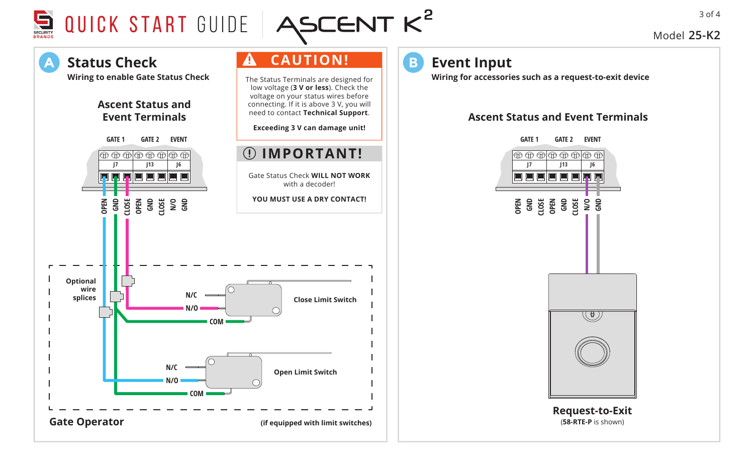# QUICK START GUIDE — ASCENT K²

Model **25-K2**

## A Status Check

**Wiring to enable Gate Status Check**

### Ascent Status and Event Terminals

GATE 1 GATE 2 EVENT

J7 J13 J6

OPEN GND CLOSE OPEN GND CLOSE N/O GND

Optional wire splices

N/C
N/O
COM

Close Limit Switch

N/C
N/O
COM

Open Limit Switch

**Gate Operator**

**(if equipped with limit switches)**

### ⚠ CAUTION!

The Status Terminals are designed for low voltage (**3 V or less**). Check the voltage on your status wires before connecting. If it is above 3 V, you will need to contact **Technical Support**.

**Exceeding 3 V can damage unit!**

### ⓘ IMPORTANT!

Gate Status Check **WILL NOT WORK** with a decoder!

**YOU MUST USE A DRY CONTACT!**

## B Event Input

**Wiring for accessories such as a request-to-exit device**

### Ascent Status and Event Terminals

GATE 1 GATE 2 EVENT

J7 J13 J6

OPEN GND CLOSE OPEN GND CLOSE N/O GND

**Request-to-Exit**

(**58-RTE-P** is shown)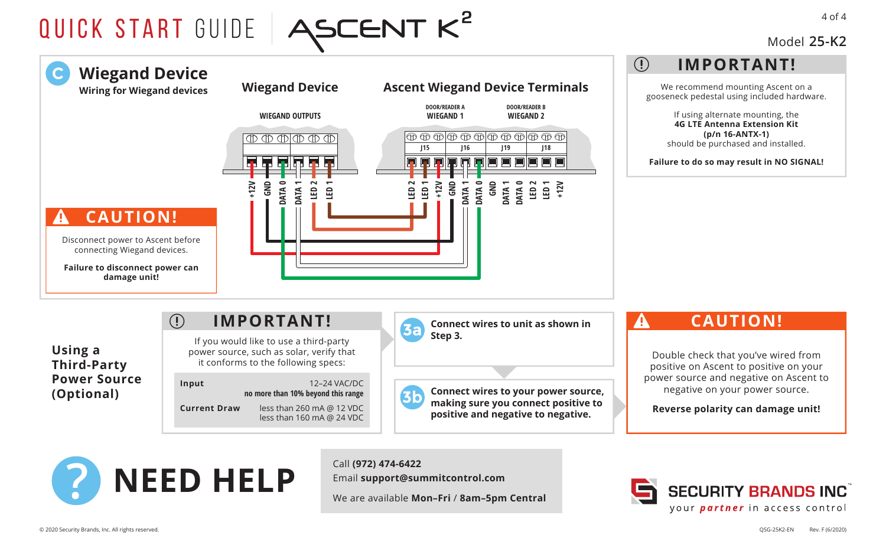# QUICK START GUIDE ASCENT K²

Model **25-K2**

## C Wiegand Device

**Wiring for Wiegand devices**

**Wiegand Device**

WIEGAND OUTPUTS

+12V
GND
DATA 0
DATA 1
LED 2
LED 1

**Ascent Wiegand Device Terminals**

DOOR/READER A
WIEGAND 1

DOOR/READER B
WIEGAND 2

J15
J16
J19
J18

LED 2
LED 1
+12V
GND
DATA 1
DATA 0
GND
DATA 1
DATA 0
LED 2
LED 1
+12V

### ⚠ CAUTION!

Disconnect power to Ascent before connecting Wiegand devices.

**Failure to disconnect power can damage unit!**

### ⓘ IMPORTANT!

We recommend mounting Ascent on a gooseneck pedestal using included hardware.

If using alternate mounting, the **4G LTE Antenna Extension Kit (p/n 16-ANTX-1)** should be purchased and installed.

**Failure to do so may result in NO SIGNAL!**

## Using a Third-Party Power Source (Optional)

### ⓘ IMPORTANT!

If you would like to use a third-party power source, such as solar, verify that it conforms to the following specs:

| | |
|---|---|
| **Input** | 12–24 VAC/DC<br>**no more than 10% beyond this range** |
| **Current Draw** | less than 260 mA @ 12 VDC<br>less than 160 mA @ 24 VDC |

**3a** **Connect wires to unit as shown in Step 3.**

**3b** **Connect wires to your power source, making sure you connect positive to positive and negative to negative.**

### ⚠ CAUTION!

Double check that you've wired from positive on Ascent to positive on your power source and negative on Ascent to negative on your power source.

**Reverse polarity can damage unit!**

# NEED HELP

Call **(972) 474-6422**
Email **support@summitcontrol.com**

We are available **Mon–Fri** / **8am–5pm Central**

SECURITY BRANDS INC™
your *partner* in access control

© 2020 Security Brands, Inc. All rights reserved.

QSG-25K2-EN Rev. F (6/2020)